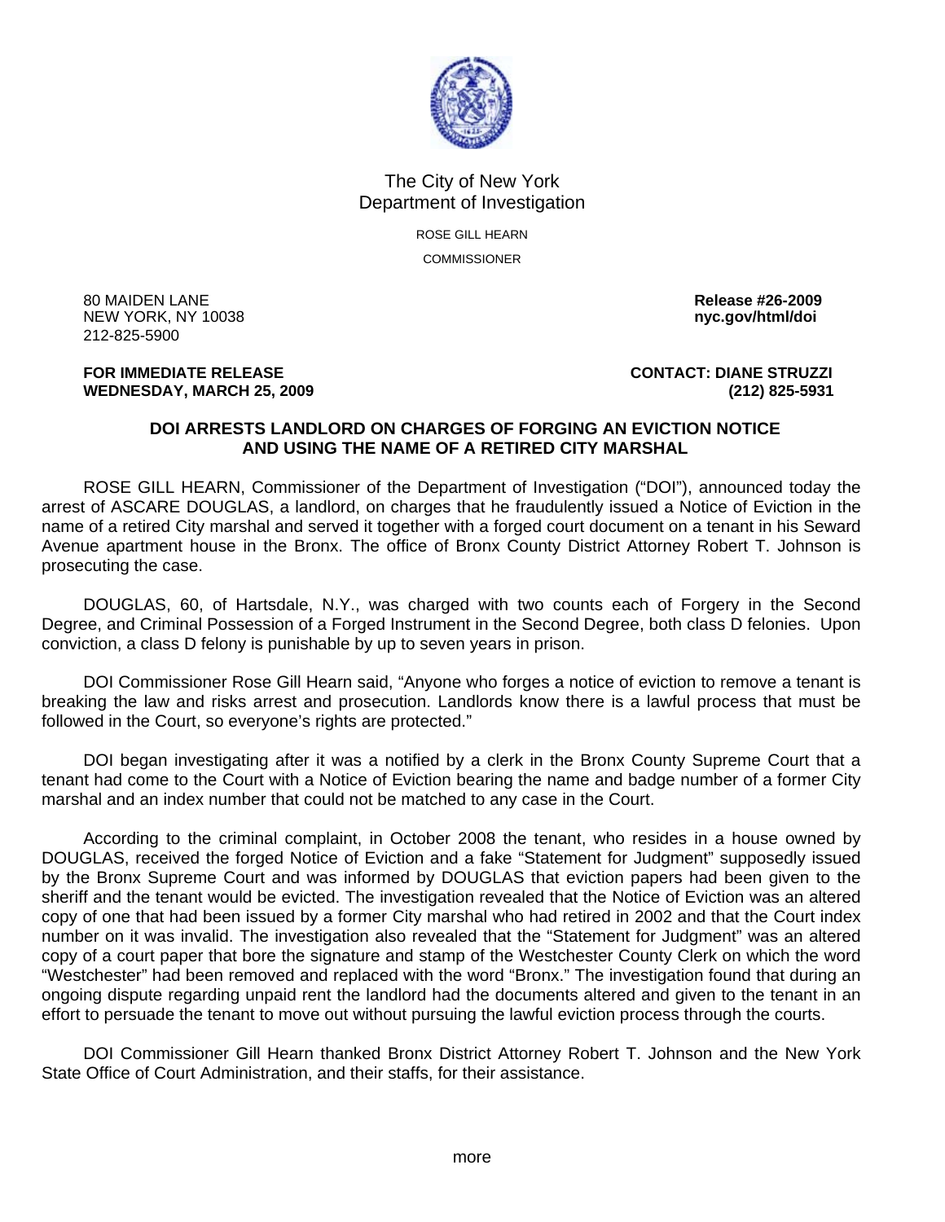The City of New York
Department of Investigation

ROSE GILL HEARN
COMMISSIONER

80 MAIDEN LANE
NEW YORK, NY 10038
212-825-5900

**Release #26-2009**
**nyc.gov/html/doi**

**FOR IMMEDIATE RELEASE**
**WEDNESDAY, MARCH 25, 2009**

**CONTACT: DIANE STRUZZI**
**(212) 825-5931**

**DOI ARRESTS LANDLORD ON CHARGES OF FORGING AN EVICTION NOTICE AND USING THE NAME OF A RETIRED CITY MARSHAL**

ROSE GILL HEARN, Commissioner of the Department of Investigation ("DOI"), announced today the arrest of ASCARE DOUGLAS, a landlord, on charges that he fraudulently issued a Notice of Eviction in the name of a retired City marshal and served it together with a forged court document on a tenant in his Seward Avenue apartment house in the Bronx. The office of Bronx County District Attorney Robert T. Johnson is prosecuting the case.

DOUGLAS, 60, of Hartsdale, N.Y., was charged with two counts each of Forgery in the Second Degree, and Criminal Possession of a Forged Instrument in the Second Degree, both class D felonies. Upon conviction, a class D felony is punishable by up to seven years in prison.

DOI Commissioner Rose Gill Hearn said, "Anyone who forges a notice of eviction to remove a tenant is breaking the law and risks arrest and prosecution. Landlords know there is a lawful process that must be followed in the Court, so everyone's rights are protected."

DOI began investigating after it was a notified by a clerk in the Bronx County Supreme Court that a tenant had come to the Court with a Notice of Eviction bearing the name and badge number of a former City marshal and an index number that could not be matched to any case in the Court.

According to the criminal complaint, in October 2008 the tenant, who resides in a house owned by DOUGLAS, received the forged Notice of Eviction and a fake "Statement for Judgment" supposedly issued by the Bronx Supreme Court and was informed by DOUGLAS that eviction papers had been given to the sheriff and the tenant would be evicted. The investigation revealed that the Notice of Eviction was an altered copy of one that had been issued by a former City marshal who had retired in 2002 and that the Court index number on it was invalid. The investigation also revealed that the "Statement for Judgment" was an altered copy of a court paper that bore the signature and stamp of the Westchester County Clerk on which the word "Westchester" had been removed and replaced with the word "Bronx." The investigation found that during an ongoing dispute regarding unpaid rent the landlord had the documents altered and given to the tenant in an effort to persuade the tenant to move out without pursuing the lawful eviction process through the courts.

DOI Commissioner Gill Hearn thanked Bronx District Attorney Robert T. Johnson and the New York State Office of Court Administration, and their staffs, for their assistance.

more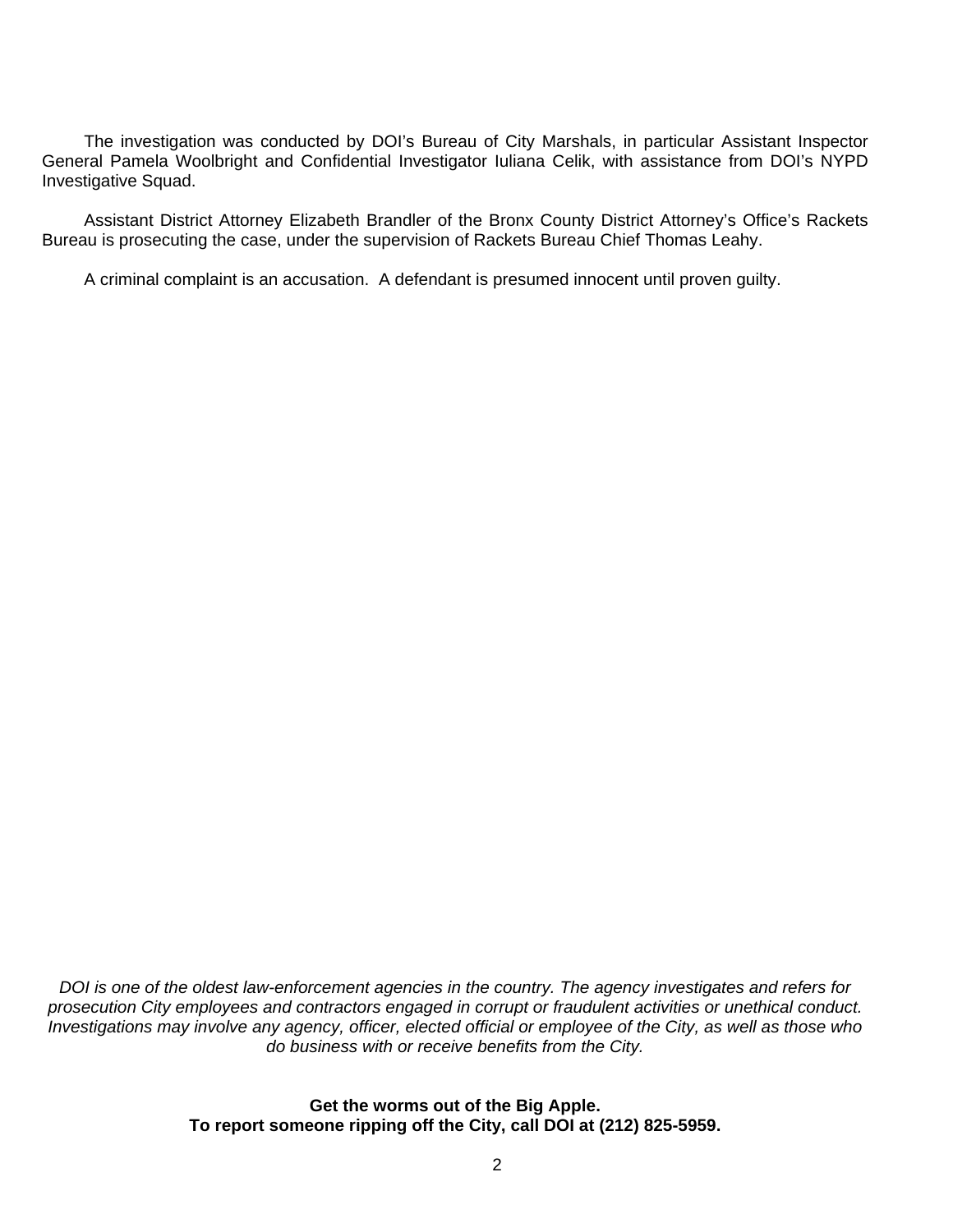The investigation was conducted by DOI's Bureau of City Marshals, in particular Assistant Inspector General Pamela Woolbright and Confidential Investigator Iuliana Celik, with assistance from DOI's NYPD Investigative Squad.

Assistant District Attorney Elizabeth Brandler of the Bronx County District Attorney's Office's Rackets Bureau is prosecuting the case, under the supervision of Rackets Bureau Chief Thomas Leahy.

A criminal complaint is an accusation. A defendant is presumed innocent until proven guilty.

*DOI is one of the oldest law-enforcement agencies in the country. The agency investigates and refers for prosecution City employees and contractors engaged in corrupt or fraudulent activities or unethical conduct. Investigations may involve any agency, officer, elected official or employee of the City, as well as those who do business with or receive benefits from the City.*

**Get the worms out of the Big Apple.**
**To report someone ripping off the City, call DOI at (212) 825-5959.**